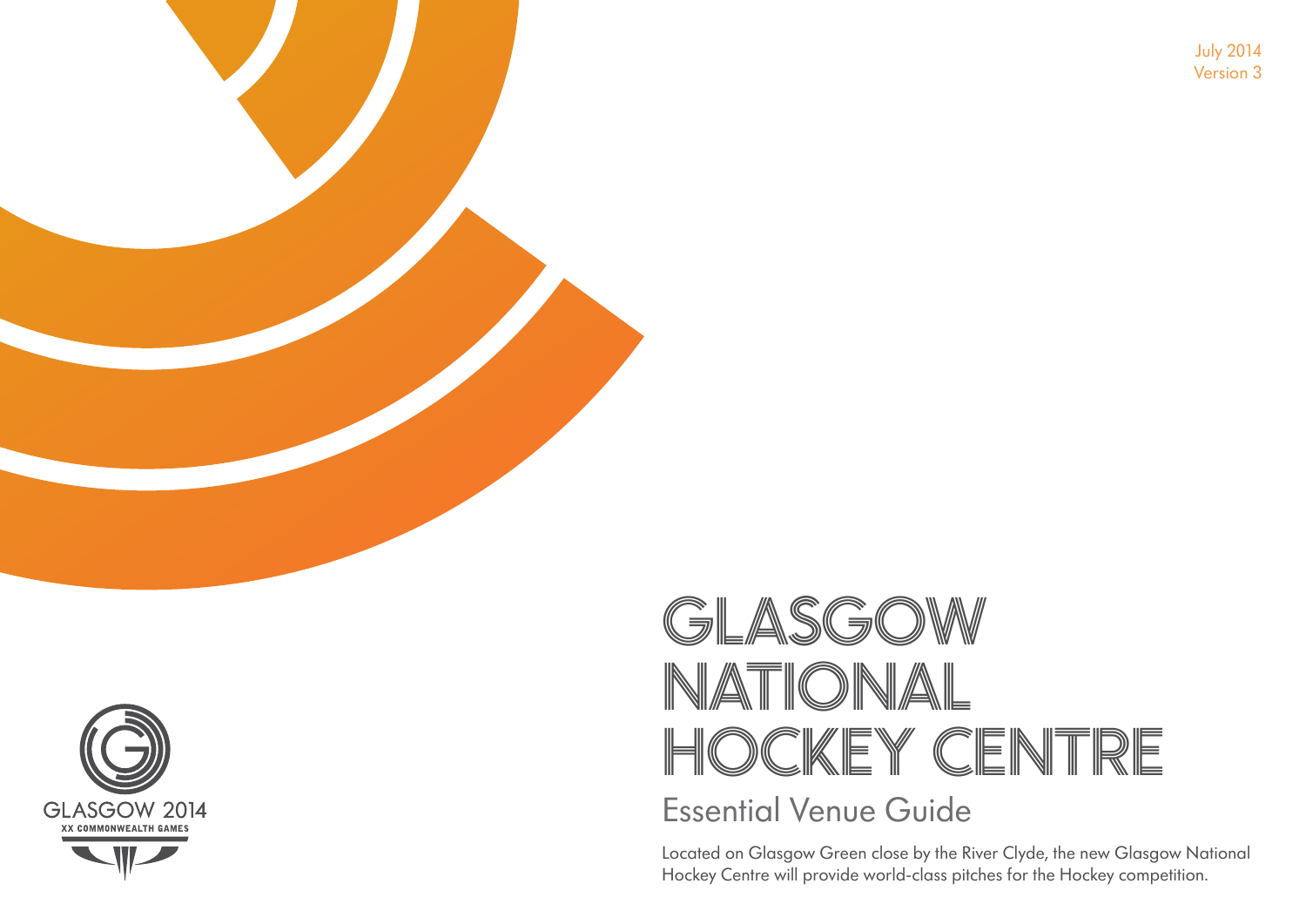July 2014
Version 3

GLASGOW 2014
XX COMMONWEALTH GAMES

# GLASGOW NATIONAL HOCKEY CENTRE

## Essential Venue Guide

Located on Glasgow Green close by the River Clyde, the new Glasgow National Hockey Centre will provide world-class pitches for the Hockey competition.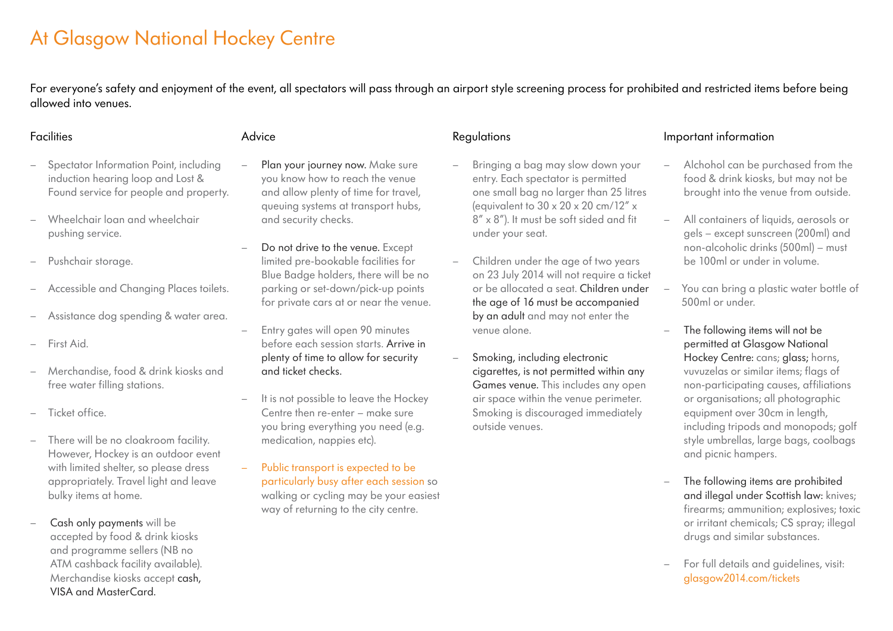# At Glasgow National Hockey Centre

For everyone's safety and enjoyment of the event, all spectators will pass through an airport style screening process for prohibited and restricted items before being allowed into venues.

## Facilities

- Spectator Information Point, including induction hearing loop and Lost & Found service for people and property.
- Wheelchair loan and wheelchair pushing service.
- Pushchair storage.
- Accessible and Changing Places toilets.
- Assistance dog spending & water area.
- First Aid.
- Merchandise, food & drink kiosks and free water filling stations.
- Ticket office.
- There will be no cloakroom facility. However, Hockey is an outdoor event with limited shelter, so please dress appropriately. Travel light and leave bulky items at home.
- Cash only payments will be accepted by food & drink kiosks and programme sellers (NB no ATM cashback facility available). Merchandise kiosks accept cash, VISA and MasterCard.

## Advice

- Plan your journey now. Make sure you know how to reach the venue and allow plenty of time for travel, queuing systems at transport hubs, and security checks.
- Do not drive to the venue. Except limited pre-bookable facilities for Blue Badge holders, there will be no parking or set-down/pick-up points for private cars at or near the venue.
- Entry gates will open 90 minutes before each session starts. Arrive in plenty of time to allow for security and ticket checks.
- It is not possible to leave the Hockey Centre then re-enter – make sure you bring everything you need (e.g. medication, nappies etc).
- Public transport is expected to be particularly busy after each session so walking or cycling may be your easiest way of returning to the city centre.

## Regulations

- Bringing a bag may slow down your entry. Each spectator is permitted one small bag no larger than 25 litres (equivalent to 30 x 20 x 20 cm/12" x 8" x 8"). It must be soft sided and fit under your seat.
- Children under the age of two years on 23 July 2014 will not require a ticket or be allocated a seat. Children under the age of 16 must be accompanied by an adult and may not enter the venue alone.
- Smoking, including electronic cigarettes, is not permitted within any Games venue. This includes any open air space within the venue perimeter. Smoking is discouraged immediately outside venues.

## Important information

- Alchohol can be purchased from the food & drink kiosks, but may not be brought into the venue from outside.
- All containers of liquids, aerosols or gels – except sunscreen (200ml) and non-alcoholic drinks (500ml) – must be 100ml or under in volume.
- You can bring a plastic water bottle of 500ml or under.
- The following items will not be permitted at Glasgow National Hockey Centre: cans; glass; horns, vuvuzelas or similar items; flags of non-participating causes, affiliations or organisations; all photographic equipment over 30cm in length, including tripods and monopods; golf style umbrellas, large bags, coolbags and picnic hampers.
- The following items are prohibited and illegal under Scottish law: knives; firearms; ammunition; explosives; toxic or irritant chemicals; CS spray; illegal drugs and similar substances.
- For full details and guidelines, visit: glasgow2014.com/tickets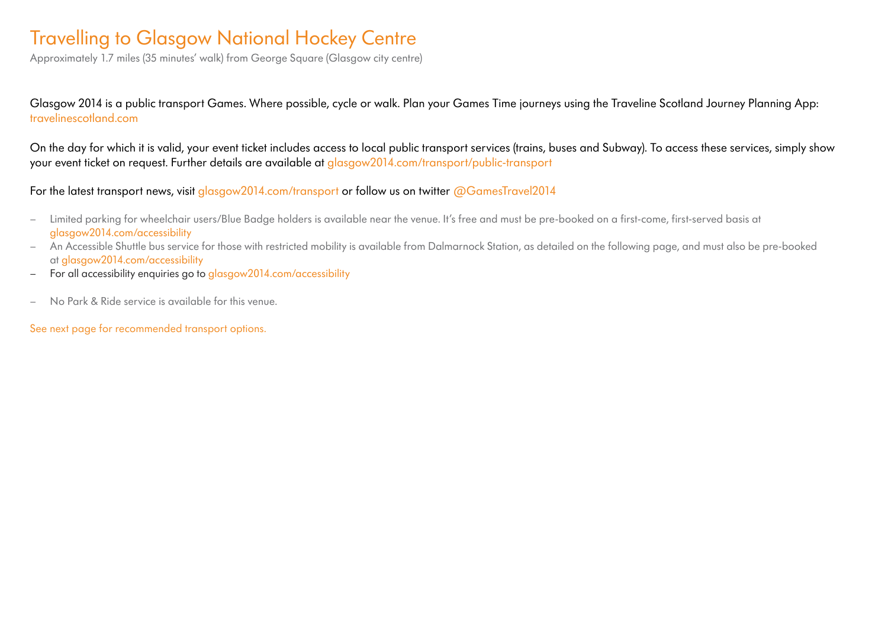# Travelling to Glasgow National Hockey Centre

Approximately 1.7 miles (35 minutes' walk) from George Square (Glasgow city centre)

Glasgow 2014 is a public transport Games. Where possible, cycle or walk. Plan your Games Time journeys using the Traveline Scotland Journey Planning App: travelinescotland.com

On the day for which it is valid, your event ticket includes access to local public transport services (trains, buses and Subway). To access these services, simply show your event ticket on request. Further details are available at glasgow2014.com/transport/public-transport

For the latest transport news, visit glasgow2014.com/transport or follow us on twitter @GamesTravel2014

- Limited parking for wheelchair users/Blue Badge holders is available near the venue. It's free and must be pre-booked on a first-come, first-served basis at glasgow2014.com/accessibility
- An Accessible Shuttle bus service for those with restricted mobility is available from Dalmarnock Station, as detailed on the following page, and must also be pre-booked at glasgow2014.com/accessibility
- For all accessibility enquiries go to glasgow2014.com/accessibility

- No Park & Ride service is available for this venue.

See next page for recommended transport options.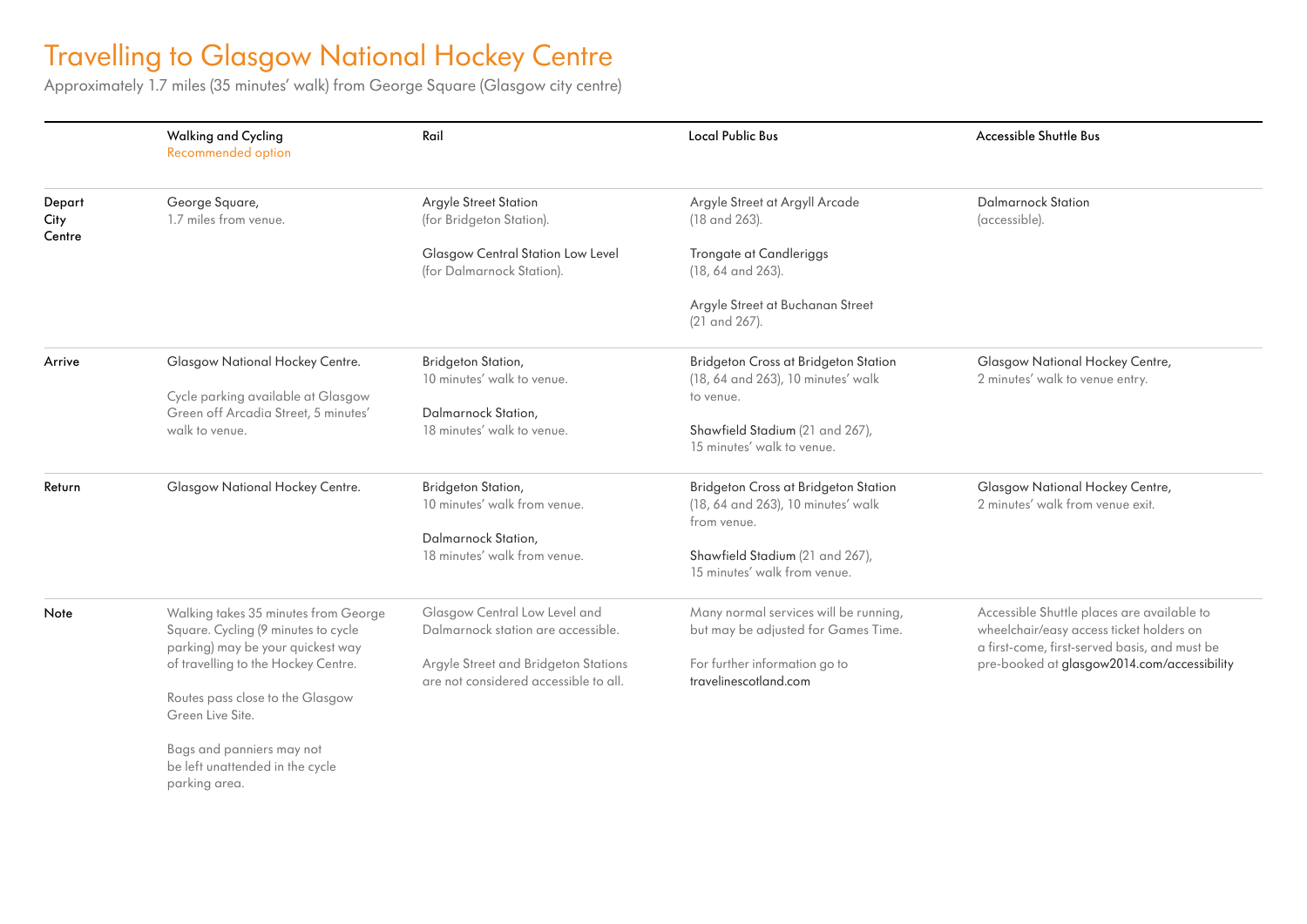# Travelling to Glasgow National Hockey Centre

Approximately 1.7 miles (35 minutes' walk) from George Square (Glasgow city centre)

| | Walking and Cycling<br>Recommended option | Rail | Local Public Bus | Accessible Shuttle Bus |
|---|---|---|---|---|
| **Depart City Centre** | George Square,<br>1.7 miles from venue. | Argyle Street Station<br>(for Bridgeton Station).<br><br>Glasgow Central Station Low Level<br>(for Dalmarnock Station). | Argyle Street at Argyll Arcade<br>(18 and 263).<br><br>Trongate at Candleriggs<br>(18, 64 and 263).<br><br>Argyle Street at Buchanan Street<br>(21 and 267). | Dalmarnock Station<br>(accessible). |
| **Arrive** | Glasgow National Hockey Centre.<br><br>Cycle parking available at Glasgow Green off Arcadia Street, 5 minutes' walk to venue. | Bridgeton Station,<br>10 minutes' walk to venue.<br><br>Dalmarnock Station,<br>18 minutes' walk to venue. | Bridgeton Cross at Bridgeton Station<br>(18, 64 and 263), 10 minutes' walk to venue.<br><br>Shawfield Stadium (21 and 267),<br>15 minutes' walk to venue. | Glasgow National Hockey Centre,<br>2 minutes' walk to venue entry. |
| **Return** | Glasgow National Hockey Centre. | Bridgeton Station,<br>10 minutes' walk from venue.<br><br>Dalmarnock Station,<br>18 minutes' walk from venue. | Bridgeton Cross at Bridgeton Station<br>(18, 64 and 263), 10 minutes' walk from venue.<br><br>Shawfield Stadium (21 and 267),<br>15 minutes' walk from venue. | Glasgow National Hockey Centre,<br>2 minutes' walk from venue exit. |
| **Note** | Walking takes 35 minutes from George Square. Cycling (9 minutes to cycle parking) may be your quickest way of travelling to the Hockey Centre.<br><br>Routes pass close to the Glasgow Green Live Site.<br><br>Bags and panniers may not be left unattended in the cycle parking area. | Glasgow Central Low Level and Dalmarnock station are accessible.<br><br>Argyle Street and Bridgeton Stations are not considered accessible to all. | Many normal services will be running, but may be adjusted for Games Time.<br><br>For further information go to travelinescotland.com | Accessible Shuttle places are available to wheelchair/easy access ticket holders on a first-come, first-served basis, and must be pre-booked at glasgow2014.com/accessibility |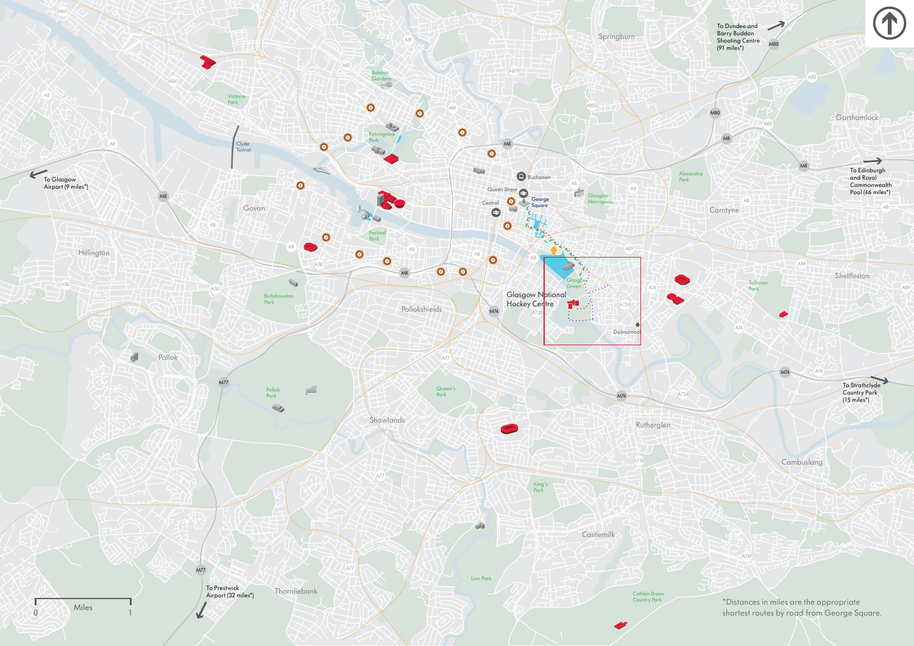Glasgow National Hockey Centre

To Glasgow Airport (9 miles*)

To Dundee and Barry Buddon Shooting Centre (91 miles*)

To Edinburgh and Royal Commonwealth Pool (46 miles*)

To Strathclyde Country Park (15 miles*)

To Prestwick Airport (32 miles*)

*Distances in miles are the appropriate shortest routes by road from George Square.

0 Miles 1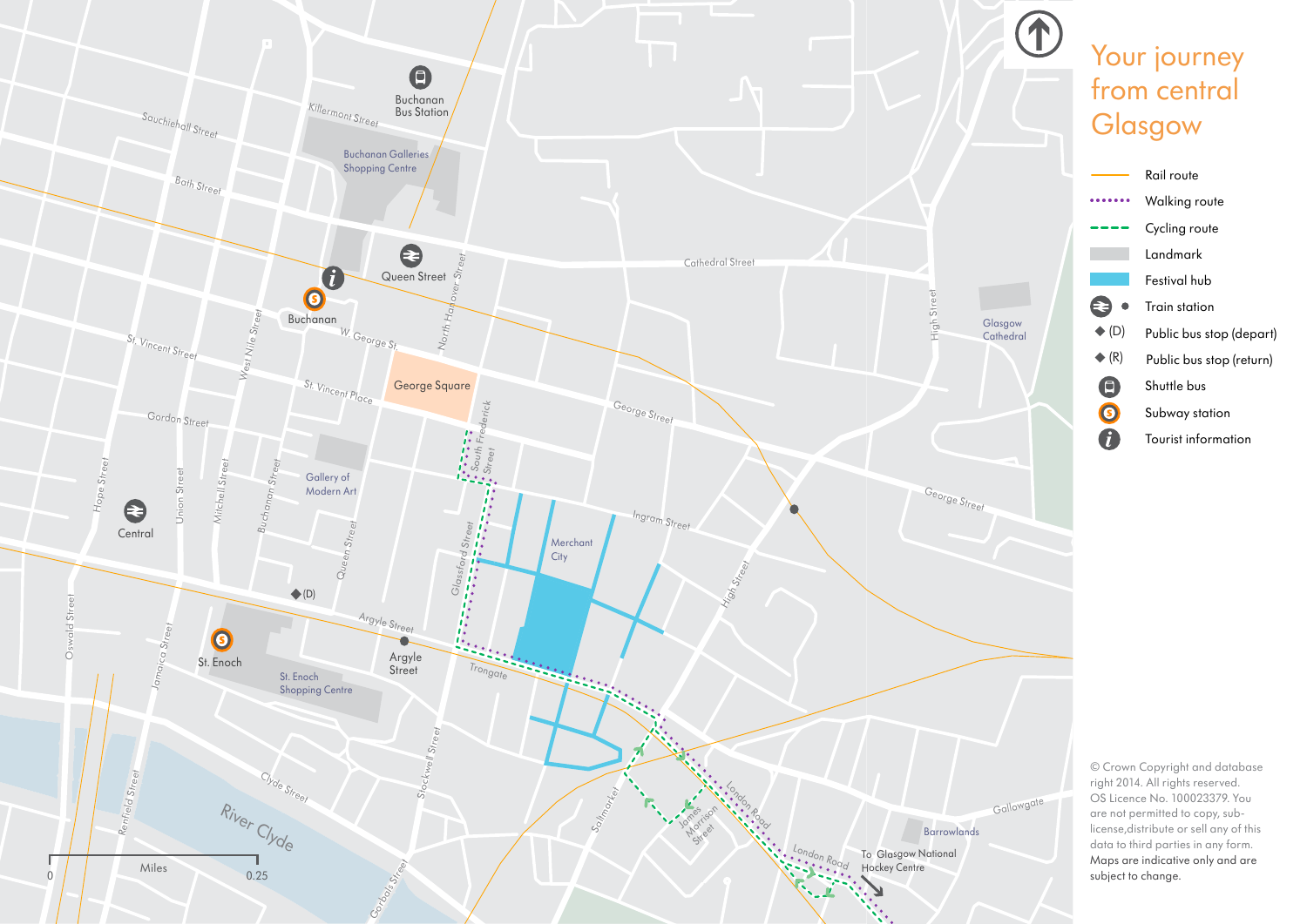# Your journey from central Glasgow

- Rail route
- Walking route
- Cycling route
- Landmark
- Festival hub
- Train station
- ◆ (D) Public bus stop (depart)
- ◆ (R) Public bus stop (return)
- Shuttle bus
- Subway station
- Tourist information

Buchanan Bus Station
Killermont Street
Sauchiehall Street
Buchanan Galleries Shopping Centre
Bath Street
Queen Street
North Hanover Street
Cathedral Street
Buchanan
W. George St.
St. Vincent Street
West Nile Street
St. Vincent Place
George Square
South Frederick Street
George Street
High Street
Glasgow Cathedral
Gordon Street
Gallery of Modern Art
Hope Street
Union Street
Mitchell Street
Buchanan Street
Queen Street
Central
Merchant City
Ingram Street
Glassford Street
◆ (D)
Argyle Street
Argyle Street
Oswald Street
Jamaica Street
St. Enoch
St. Enoch Shopping Centre
Trongate
Stockwell Street
Saltmarket
James Morrison Street
London Road
London Road
Clyde Street
River Clyde
Renfield Street
Gorbals Street
Gallowgate
Barrowlands
To Glasgow National Hockey Centre

0 Miles 0.25

© Crown Copyright and database right 2014. All rights reserved. OS Licence No. 100023379. You are not permitted to copy, sub-license,distribute or sell any of this data to third parties in any form. Maps are indicative only and are subject to change.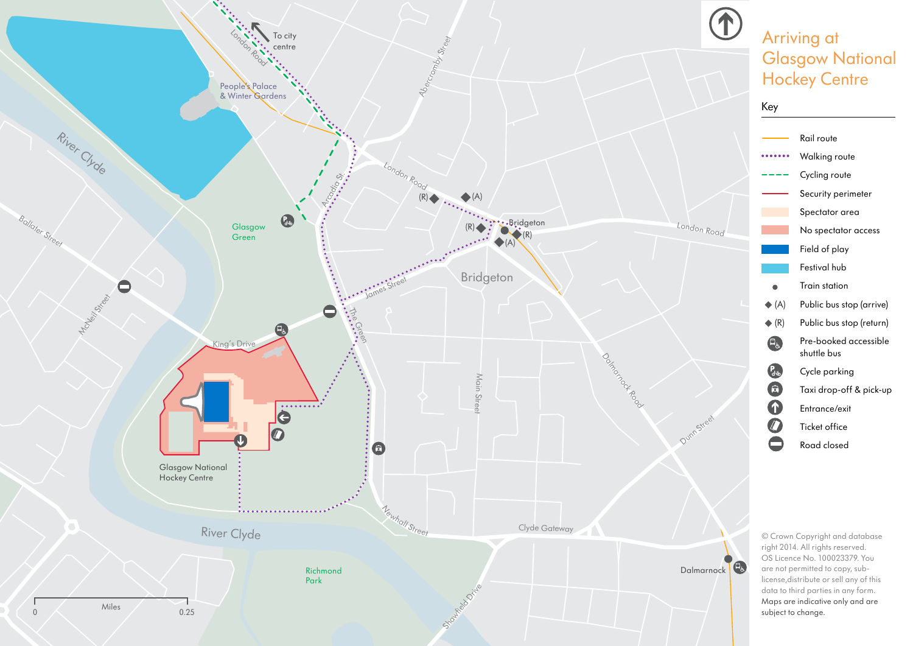# Arriving at Glasgow National Hockey Centre

## Key

- Rail route
- Walking route
- Cycling route
- Security perimeter
- Spectator area
- No spectator access
- Field of play
- Festival hub
- Train station
- ◆ (A) Public bus stop (arrive)
- ◆ (R) Public bus stop (return)
- Pre-booked accessible shuttle bus
- Cycle parking
- Taxi drop-off & pick-up
- Entrance/exit
- Ticket office
- Road closed

To city centre

London Road

People's Palace & Winter Gardens

Abercromby Street

River Clyde

Glasgow Green

Arcadia St.

Ballater Street

McNeil Street

King's Drive

James Street

The Green

Bridgeton

Main Street

Dalmarnock Road

Dunn Street

Glasgow National Hockey Centre

Newhall Street

Clyde Gateway

Richmond Park

Shawfield Drive

Dalmarnock

Miles: 0 — 0.25

© Crown Copyright and database right 2014. All rights reserved. OS Licence No. 100023379. You are not permitted to copy, sub-license,distribute or sell any of this data to third parties in any form. Maps are indicative only and are subject to change.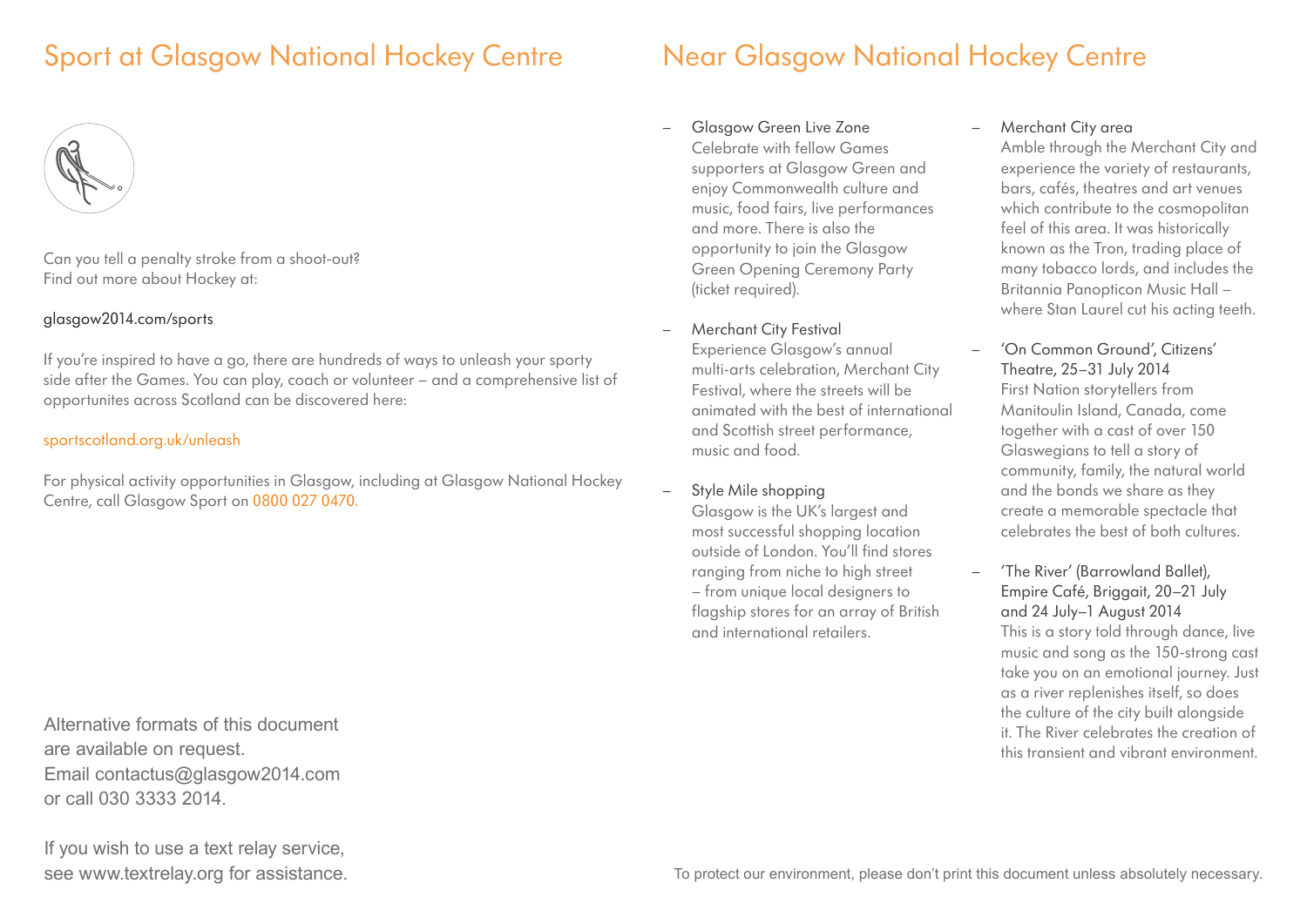## Sport at Glasgow National Hockey Centre

Can you tell a penalty stroke from a shoot-out?
Find out more about Hockey at:

glasgow2014.com/sports

If you're inspired to have a go, there are hundreds of ways to unleash your sporty side after the Games. You can play, coach or volunteer – and a comprehensive list of opportunites across Scotland can be discovered here:

sportscotland.org.uk/unleash

For physical activity opportunities in Glasgow, including at Glasgow National Hockey Centre, call Glasgow Sport on 0800 027 0470.

Alternative formats of this document are available on request.
Email contactus@glasgow2014.com or call 030 3333 2014.

If you wish to use a text relay service, see www.textrelay.org for assistance.

## Near Glasgow National Hockey Centre

- Glasgow Green Live Zone
  Celebrate with fellow Games supporters at Glasgow Green and enjoy Commonwealth culture and music, food fairs, live performances and more. There is also the opportunity to join the Glasgow Green Opening Ceremony Party (ticket required).

- Merchant City Festival
  Experience Glasgow's annual multi-arts celebration, Merchant City Festival, where the streets will be animated with the best of international and Scottish street performance, music and food.

- Style Mile shopping
  Glasgow is the UK's largest and most successful shopping location outside of London. You'll find stores ranging from niche to high street – from unique local designers to flagship stores for an array of British and international retailers.

- Merchant City area
  Amble through the Merchant City and experience the variety of restaurants, bars, cafés, theatres and art venues which contribute to the cosmopolitan feel of this area. It was historically known as the Tron, trading place of many tobacco lords, and includes the Britannia Panopticon Music Hall – where Stan Laurel cut his acting teeth.

- 'On Common Ground', Citizens' Theatre, 25–31 July 2014
  First Nation storytellers from Manitoulin Island, Canada, come together with a cast of over 150 Glaswegians to tell a story of community, family, the natural world and the bonds we share as they create a memorable spectacle that celebrates the best of both cultures.

- 'The River' (Barrowland Ballet), Empire Café, Briggait, 20–21 July and 24 July–1 August 2014
  This is a story told through dance, live music and song as the 150-strong cast take you on an emotional journey. Just as a river replenishes itself, so does the culture of the city built alongside it. The River celebrates the creation of this transient and vibrant environment.

To protect our environment, please don't print this document unless absolutely necessary.